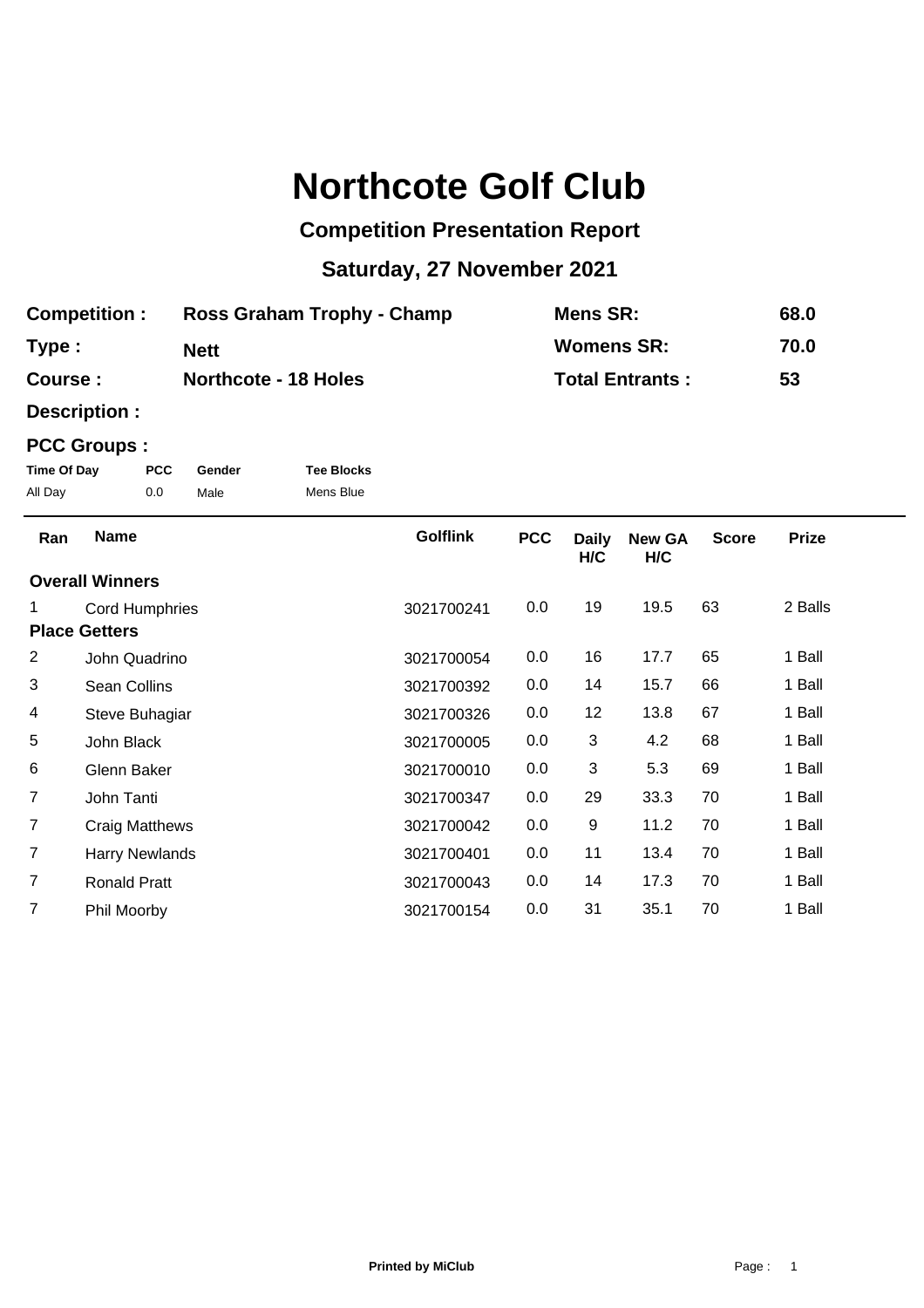# Northcote Golf Club

## Competition Presentation Report

## Saturday, 27 November 2021

| | | | |
|---|---|---|---|
| **Competition :** | **Ross Graham Trophy - Champ** | **Mens SR:** | **68.0** |
| **Type :** | **Nett** | **Womens SR:** | **70.0** |
| **Course :** | **Northcote - 18 Holes** | **Total Entrants :** | **53** |
| **Description :** | | | |

**PCC Groups :**

| Time Of Day | PCC | Gender | Tee Blocks |
|---|---|---|---|
| All Day | 0.0 | Male | Mens Blue |

| Ran | Name | Golflink | PCC | Daily H/C | New GA H/C | Score | Prize |
|---|---|---|---|---|---|---|---|
| **Overall Winners** | | | | | | | |
| 1 | Cord Humphries | 3021700241 | 0.0 | 19 | 19.5 | 63 | 2 Balls |
| **Place Getters** | | | | | | | |
| 2 | John Quadrino | 3021700054 | 0.0 | 16 | 17.7 | 65 | 1 Ball |
| 3 | Sean Collins | 3021700392 | 0.0 | 14 | 15.7 | 66 | 1 Ball |
| 4 | Steve Buhagiar | 3021700326 | 0.0 | 12 | 13.8 | 67 | 1 Ball |
| 5 | John Black | 3021700005 | 0.0 | 3 | 4.2 | 68 | 1 Ball |
| 6 | Glenn Baker | 3021700010 | 0.0 | 3 | 5.3 | 69 | 1 Ball |
| 7 | John Tanti | 3021700347 | 0.0 | 29 | 33.3 | 70 | 1 Ball |
| 7 | Craig Matthews | 3021700042 | 0.0 | 9 | 11.2 | 70 | 1 Ball |
| 7 | Harry Newlands | 3021700401 | 0.0 | 11 | 13.4 | 70 | 1 Ball |
| 7 | Ronald Pratt | 3021700043 | 0.0 | 14 | 17.3 | 70 | 1 Ball |
| 7 | Phil Moorby | 3021700154 | 0.0 | 31 | 35.1 | 70 | 1 Ball |

**Printed by MiClub**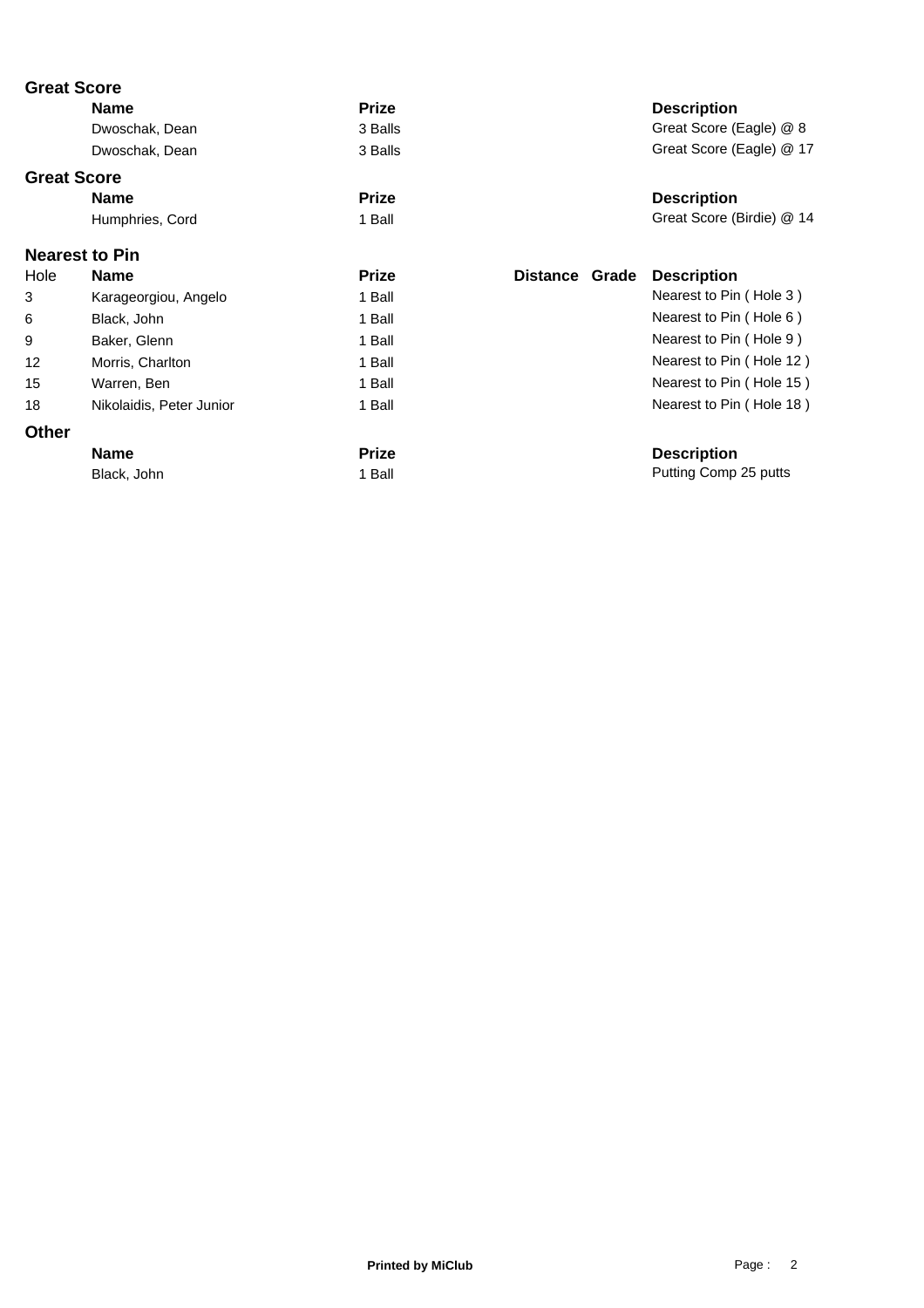## Great Score

| Name | Prize | Description |
| --- | --- | --- |
| Dwoschak, Dean | 3 Balls | Great Score (Eagle) @ 8 |
| Dwoschak, Dean | 3 Balls | Great Score (Eagle) @ 17 |

## Great Score

| Name | Prize | Description |
| --- | --- | --- |
| Humphries, Cord | 1 Ball | Great Score (Birdie) @ 14 |

## Nearest to Pin

| Hole | Name | Prize | Distance | Grade | Description |
| --- | --- | --- | --- | --- | --- |
| 3 | Karageorgiou, Angelo | 1 Ball | | | Nearest to Pin ( Hole 3 ) |
| 6 | Black, John | 1 Ball | | | Nearest to Pin ( Hole 6 ) |
| 9 | Baker, Glenn | 1 Ball | | | Nearest to Pin ( Hole 9 ) |
| 12 | Morris, Charlton | 1 Ball | | | Nearest to Pin ( Hole 12 ) |
| 15 | Warren, Ben | 1 Ball | | | Nearest to Pin ( Hole 15 ) |
| 18 | Nikolaidis, Peter Junior | 1 Ball | | | Nearest to Pin ( Hole 18 ) |

## Other

| Name | Prize | Description |
| --- | --- | --- |
| Black, John | 1 Ball | Putting Comp 25 putts |

**Printed by MiClub**